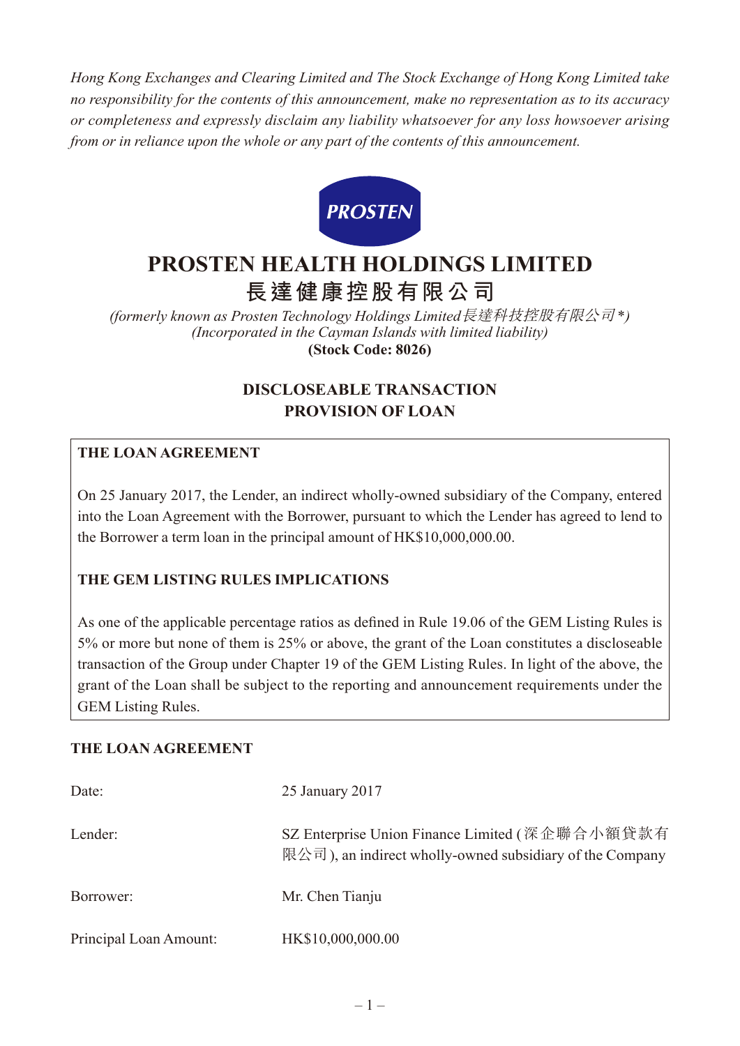*Hong Kong Exchanges and Clearing Limited and The Stock Exchange of Hong Kong Limited take no responsibility for the contents of this announcement, make no representation as to its accuracy or completeness and expressly disclaim any liability whatsoever for any loss howsoever arising from or in reliance upon the whole or any part of the contents of this announcement.*

PROSTEN

# PROSTEN HEALTH HOLDINGS LIMITED
# 長達健康控股有限公司

*(formerly known as Prosten Technology Holdings Limited長達科技控股有限公司\*)*
*(Incorporated in the Cayman Islands with limited liability)*
**(Stock Code: 8026)**

## DISCLOSEABLE TRANSACTION
## PROVISION OF LOAN

**THE LOAN AGREEMENT**

On 25 January 2017, the Lender, an indirect wholly-owned subsidiary of the Company, entered into the Loan Agreement with the Borrower, pursuant to which the Lender has agreed to lend to the Borrower a term loan in the principal amount of HK$10,000,000.00.

**THE GEM LISTING RULES IMPLICATIONS**

As one of the applicable percentage ratios as defined in Rule 19.06 of the GEM Listing Rules is 5% or more but none of them is 25% or above, the grant of the Loan constitutes a discloseable transaction of the Group under Chapter 19 of the GEM Listing Rules. In light of the above, the grant of the Loan shall be subject to the reporting and announcement requirements under the GEM Listing Rules.

**THE LOAN AGREEMENT**

| | |
|---|---|
| Date: | 25 January 2017 |
| Lender: | SZ Enterprise Union Finance Limited (深企聯合小額貸款有限公司), an indirect wholly-owned subsidiary of the Company |
| Borrower: | Mr. Chen Tianju |
| Principal Loan Amount: | HK$10,000,000.00 |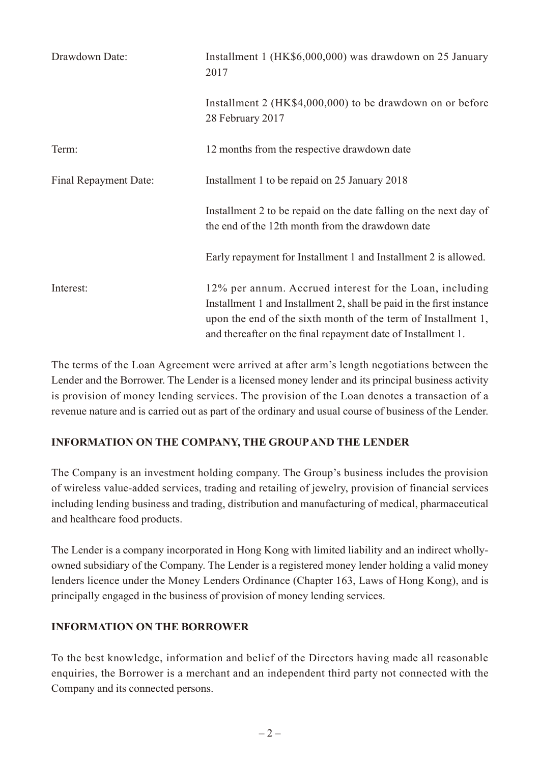| | |
|---|---|
| Drawdown Date: | Installment 1 (HK$6,000,000) was drawdown on 25 January 2017<br><br>Installment 2 (HK$4,000,000) to be drawdown on or before 28 February 2017 |
| Term: | 12 months from the respective drawdown date |
| Final Repayment Date: | Installment 1 to be repaid on 25 January 2018<br><br>Installment 2 to be repaid on the date falling on the next day of the end of the 12th month from the drawdown date<br><br>Early repayment for Installment 1 and Installment 2 is allowed. |
| Interest: | 12% per annum. Accrued interest for the Loan, including Installment 1 and Installment 2, shall be paid in the first instance upon the end of the sixth month of the term of Installment 1, and thereafter on the final repayment date of Installment 1. |

The terms of the Loan Agreement were arrived at after arm's length negotiations between the Lender and the Borrower. The Lender is a licensed money lender and its principal business activity is provision of money lending services. The provision of the Loan denotes a transaction of a revenue nature and is carried out as part of the ordinary and usual course of business of the Lender.

## INFORMATION ON THE COMPANY, THE GROUP AND THE LENDER

The Company is an investment holding company. The Group's business includes the provision of wireless value-added services, trading and retailing of jewelry, provision of financial services including lending business and trading, distribution and manufacturing of medical, pharmaceutical and healthcare food products.

The Lender is a company incorporated in Hong Kong with limited liability and an indirect wholly-owned subsidiary of the Company. The Lender is a registered money lender holding a valid money lenders licence under the Money Lenders Ordinance (Chapter 163, Laws of Hong Kong), and is principally engaged in the business of provision of money lending services.

## INFORMATION ON THE BORROWER

To the best knowledge, information and belief of the Directors having made all reasonable enquiries, the Borrower is a merchant and an independent third party not connected with the Company and its connected persons.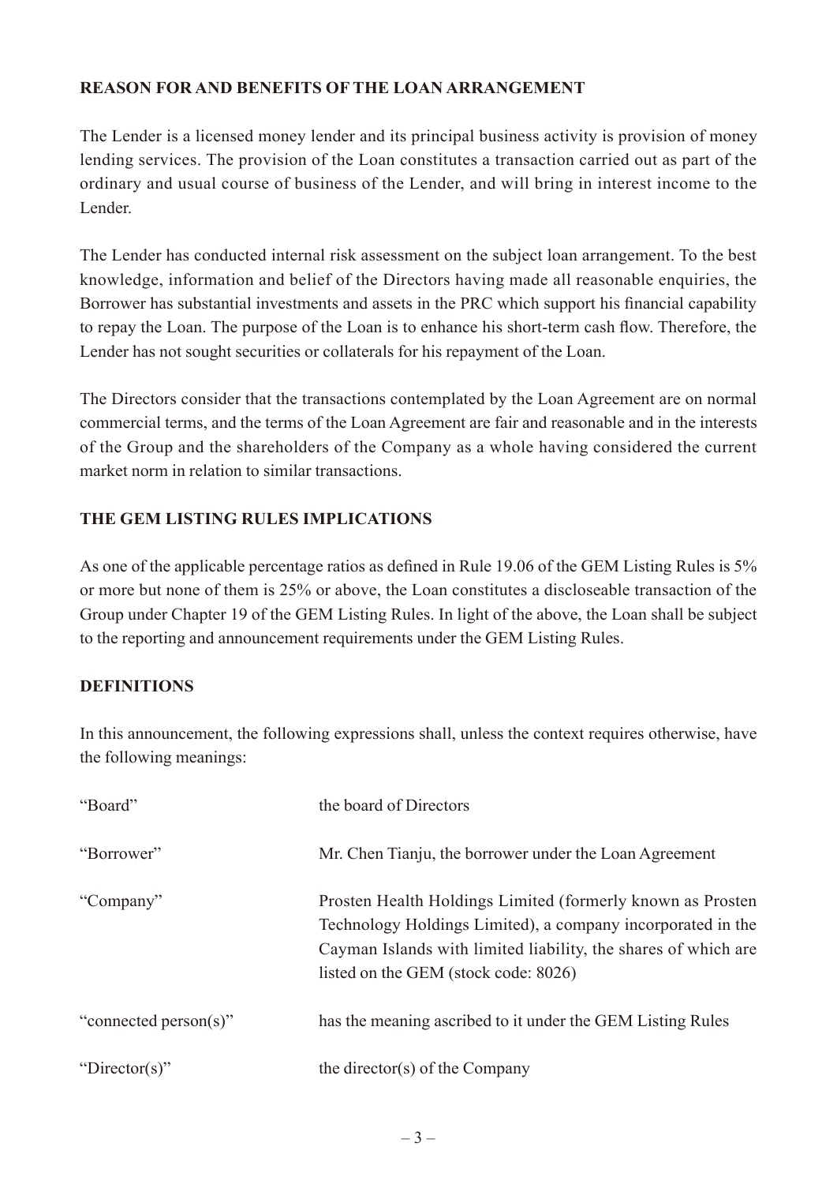## REASON FOR AND BENEFITS OF THE LOAN ARRANGEMENT

The Lender is a licensed money lender and its principal business activity is provision of money lending services. The provision of the Loan constitutes a transaction carried out as part of the ordinary and usual course of business of the Lender, and will bring in interest income to the Lender.

The Lender has conducted internal risk assessment on the subject loan arrangement. To the best knowledge, information and belief of the Directors having made all reasonable enquiries, the Borrower has substantial investments and assets in the PRC which support his financial capability to repay the Loan. The purpose of the Loan is to enhance his short-term cash flow. Therefore, the Lender has not sought securities or collaterals for his repayment of the Loan.

The Directors consider that the transactions contemplated by the Loan Agreement are on normal commercial terms, and the terms of the Loan Agreement are fair and reasonable and in the interests of the Group and the shareholders of the Company as a whole having considered the current market norm in relation to similar transactions.

## THE GEM LISTING RULES IMPLICATIONS

As one of the applicable percentage ratios as defined in Rule 19.06 of the GEM Listing Rules is 5% or more but none of them is 25% or above, the Loan constitutes a discloseable transaction of the Group under Chapter 19 of the GEM Listing Rules. In light of the above, the Loan shall be subject to the reporting and announcement requirements under the GEM Listing Rules.

## DEFINITIONS

In this announcement, the following expressions shall, unless the context requires otherwise, have the following meanings:

| | |
|---|---|
| "Board" | the board of Directors |
| "Borrower" | Mr. Chen Tianju, the borrower under the Loan Agreement |
| "Company" | Prosten Health Holdings Limited (formerly known as Prosten Technology Holdings Limited), a company incorporated in the Cayman Islands with limited liability, the shares of which are listed on the GEM (stock code: 8026) |
| "connected person(s)" | has the meaning ascribed to it under the GEM Listing Rules |
| "Director(s)" | the director(s) of the Company |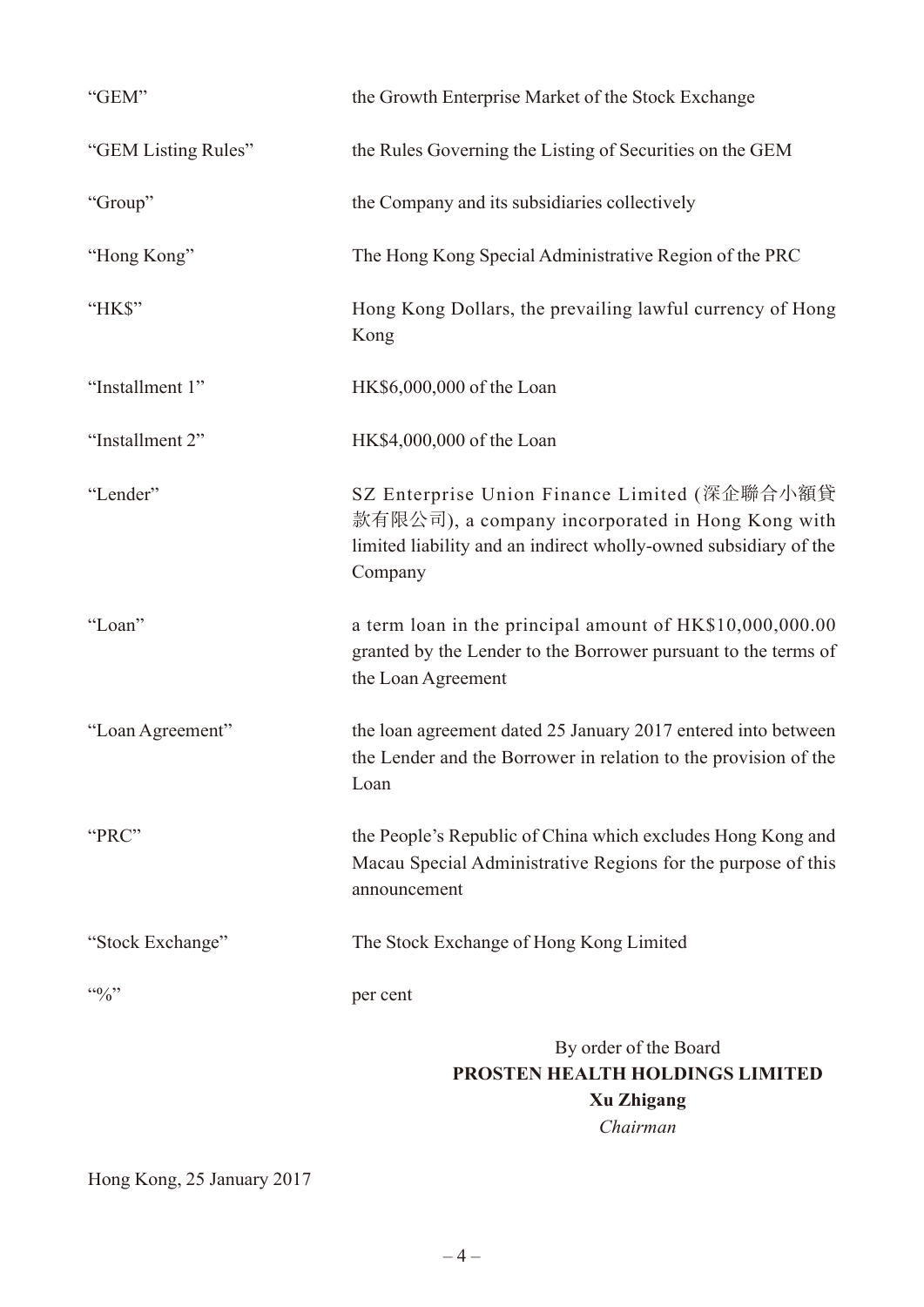| | |
|---|---|
| "GEM" | the Growth Enterprise Market of the Stock Exchange |
| "GEM Listing Rules" | the Rules Governing the Listing of Securities on the GEM |
| "Group" | the Company and its subsidiaries collectively |
| "Hong Kong" | The Hong Kong Special Administrative Region of the PRC |
| "HK$" | Hong Kong Dollars, the prevailing lawful currency of Hong Kong |
| "Installment 1" | HK$6,000,000 of the Loan |
| "Installment 2" | HK$4,000,000 of the Loan |
| "Lender" | SZ Enterprise Union Finance Limited (深企聯合小額貸款有限公司), a company incorporated in Hong Kong with limited liability and an indirect wholly-owned subsidiary of the Company |
| "Loan" | a term loan in the principal amount of HK$10,000,000.00 granted by the Lender to the Borrower pursuant to the terms of the Loan Agreement |
| "Loan Agreement" | the loan agreement dated 25 January 2017 entered into between the Lender and the Borrower in relation to the provision of the Loan |
| "PRC" | the People's Republic of China which excludes Hong Kong and Macau Special Administrative Regions for the purpose of this announcement |
| "Stock Exchange" | The Stock Exchange of Hong Kong Limited |
| "%" | per cent |

By order of the Board
**PROSTEN HEALTH HOLDINGS LIMITED**
**Xu Zhigang**
*Chairman*

Hong Kong, 25 January 2017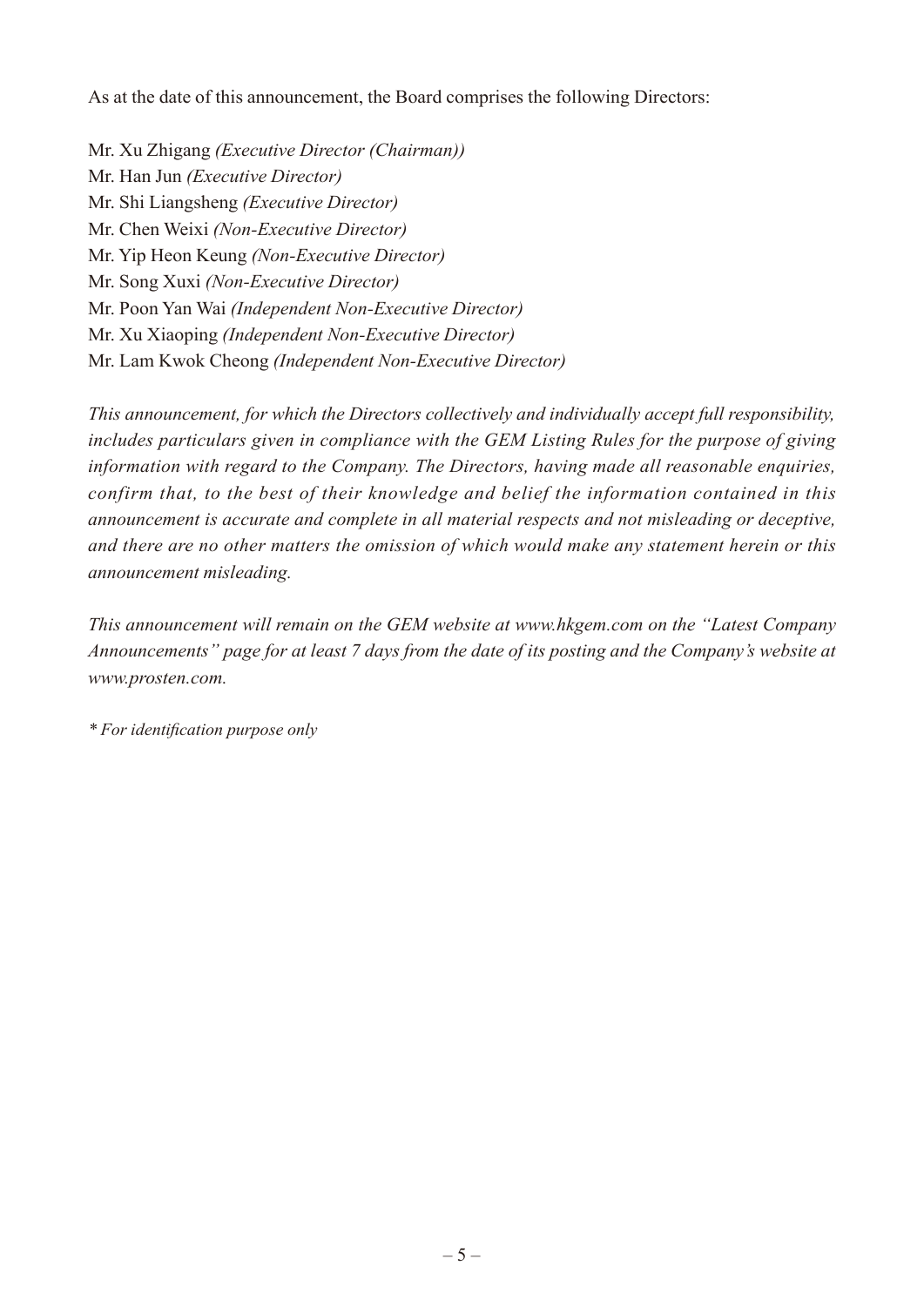As at the date of this announcement, the Board comprises the following Directors:

Mr. Xu Zhigang *(Executive Director (Chairman))*
Mr. Han Jun *(Executive Director)*
Mr. Shi Liangsheng *(Executive Director)*
Mr. Chen Weixi *(Non-Executive Director)*
Mr. Yip Heon Keung *(Non-Executive Director)*
Mr. Song Xuxi *(Non-Executive Director)*
Mr. Poon Yan Wai *(Independent Non-Executive Director)*
Mr. Xu Xiaoping *(Independent Non-Executive Director)*
Mr. Lam Kwok Cheong *(Independent Non-Executive Director)*

*This announcement, for which the Directors collectively and individually accept full responsibility, includes particulars given in compliance with the GEM Listing Rules for the purpose of giving information with regard to the Company. The Directors, having made all reasonable enquiries, confirm that, to the best of their knowledge and belief the information contained in this announcement is accurate and complete in all material respects and not misleading or deceptive, and there are no other matters the omission of which would make any statement herein or this announcement misleading.*

*This announcement will remain on the GEM website at www.hkgem.com on the "Latest Company Announcements" page for at least 7 days from the date of its posting and the Company's website at www.prosten.com.*

*\* For identification purpose only*